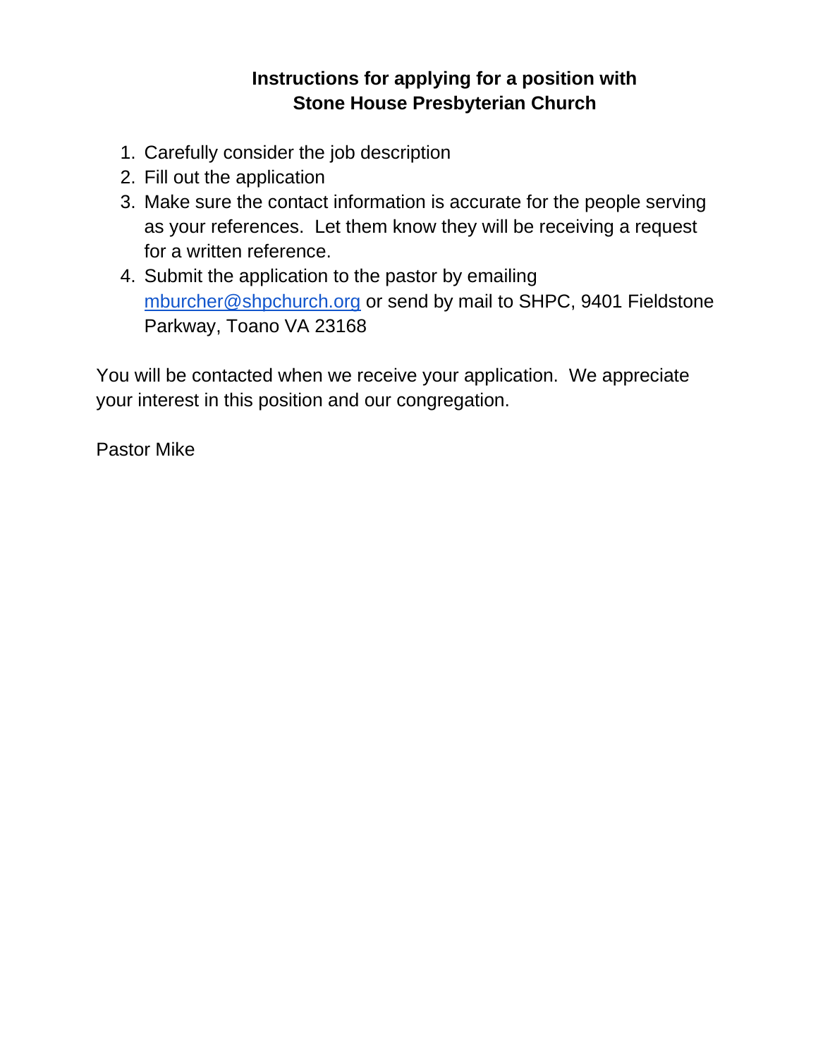# Instructions for applying for a position with Stone House Presbyterian Church

1. Carefully consider the job description
2. Fill out the application
3. Make sure the contact information is accurate for the people serving as your references. Let them know they will be receiving a request for a written reference.
4. Submit the application to the pastor by emailing mburcher@shpchurch.org or send by mail to SHPC, 9401 Fieldstone Parkway, Toano VA 23168

You will be contacted when we receive your application. We appreciate your interest in this position and our congregation.

Pastor Mike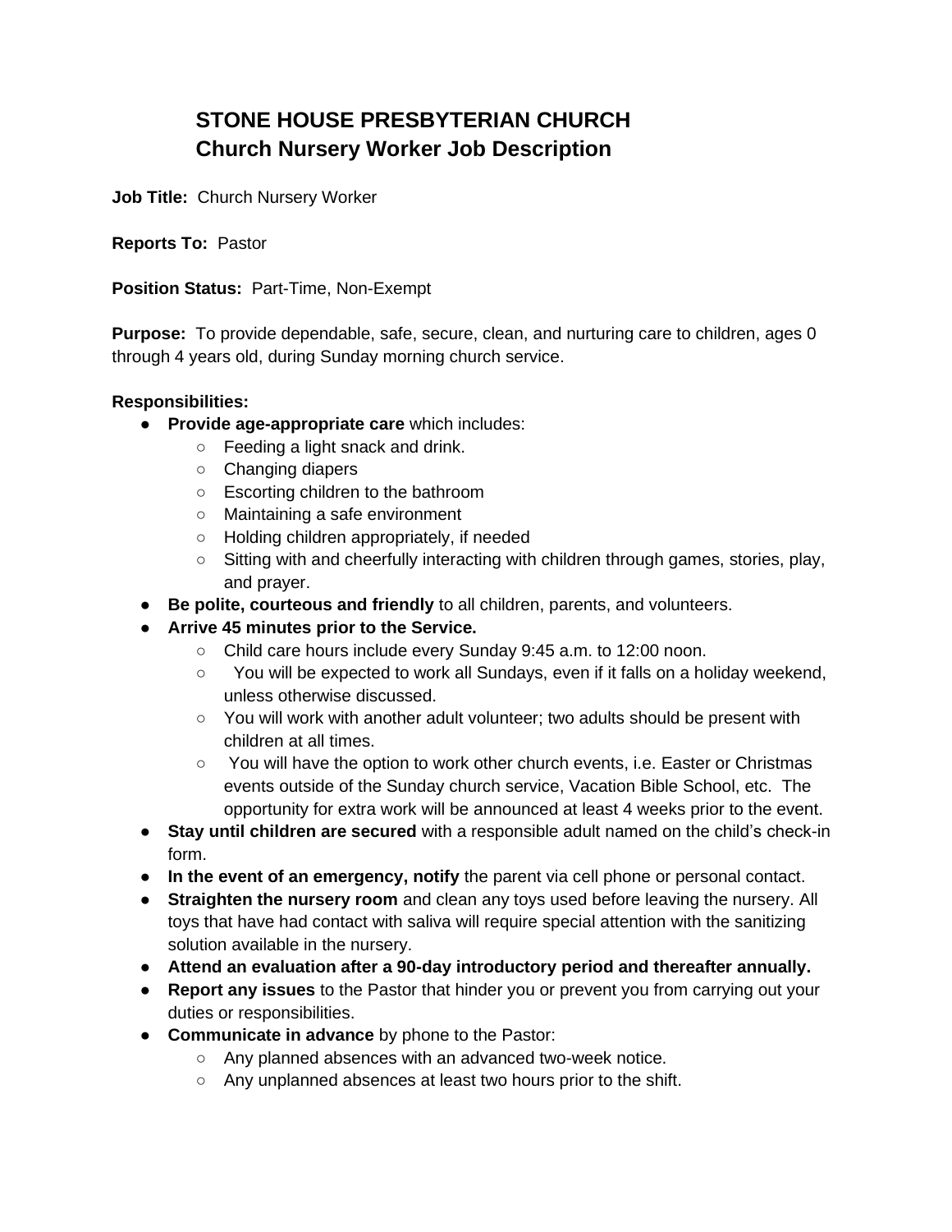# STONE HOUSE PRESBYTERIAN CHURCH
## Church Nursery Worker Job Description

**Job Title:** Church Nursery Worker

**Reports To:** Pastor

**Position Status:** Part-Time, Non-Exempt

**Purpose:** To provide dependable, safe, secure, clean, and nurturing care to children, ages 0 through 4 years old, during Sunday morning church service.

**Responsibilities:**

- **Provide age-appropriate care** which includes:
  - Feeding a light snack and drink.
  - Changing diapers
  - Escorting children to the bathroom
  - Maintaining a safe environment
  - Holding children appropriately, if needed
  - Sitting with and cheerfully interacting with children through games, stories, play, and prayer.
- **Be polite, courteous and friendly** to all children, parents, and volunteers.
- **Arrive 45 minutes prior to the Service.**
  - Child care hours include every Sunday 9:45 a.m. to 12:00 noon.
  - You will be expected to work all Sundays, even if it falls on a holiday weekend, unless otherwise discussed.
  - You will work with another adult volunteer; two adults should be present with children at all times.
  - You will have the option to work other church events, i.e. Easter or Christmas events outside of the Sunday church service, Vacation Bible School, etc. The opportunity for extra work will be announced at least 4 weeks prior to the event.
- **Stay until children are secured** with a responsible adult named on the child's check-in form.
- **In the event of an emergency, notify** the parent via cell phone or personal contact.
- **Straighten the nursery room** and clean any toys used before leaving the nursery. All toys that have had contact with saliva will require special attention with the sanitizing solution available in the nursery.
- **Attend an evaluation after a 90-day introductory period and thereafter annually.**
- **Report any issues** to the Pastor that hinder you or prevent you from carrying out your duties or responsibilities.
- **Communicate in advance** by phone to the Pastor:
  - Any planned absences with an advanced two-week notice.
  - Any unplanned absences at least two hours prior to the shift.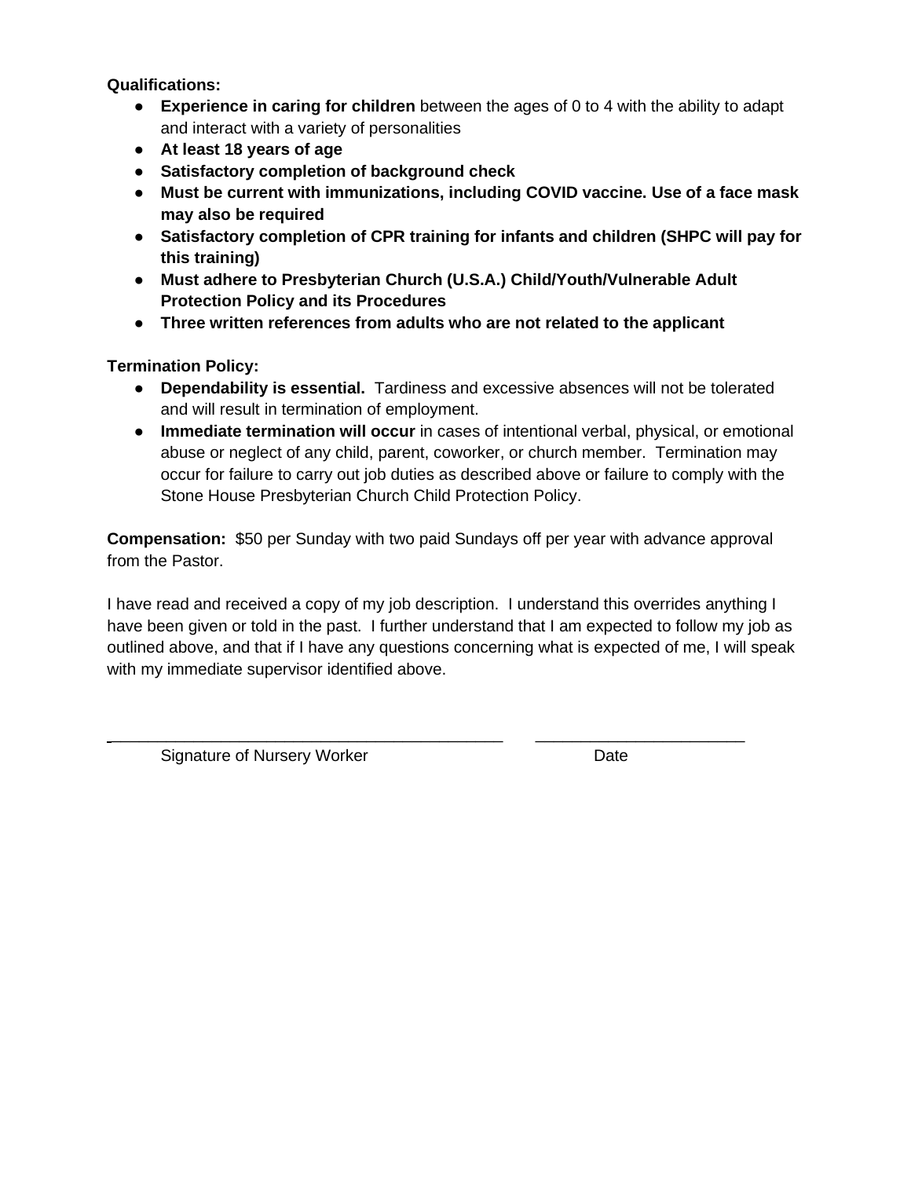**Qualifications:**

- **Experience in caring for children** between the ages of 0 to 4 with the ability to adapt and interact with a variety of personalities
- **At least 18 years of age**
- **Satisfactory completion of background check**
- **Must be current with immunizations, including COVID vaccine. Use of a face mask may also be required**
- **Satisfactory completion of CPR training for infants and children (SHPC will pay for this training)**
- **Must adhere to Presbyterian Church (U.S.A.) Child/Youth/Vulnerable Adult Protection Policy and its Procedures**
- **Three written references from adults who are not related to the applicant**

**Termination Policy:**

- **Dependability is essential.** Tardiness and excessive absences will not be tolerated and will result in termination of employment.
- **Immediate termination will occur** in cases of intentional verbal, physical, or emotional abuse or neglect of any child, parent, coworker, or church member. Termination may occur for failure to carry out job duties as described above or failure to comply with the Stone House Presbyterian Church Child Protection Policy.

**Compensation:** $50 per Sunday with two paid Sundays off per year with advance approval from the Pastor.

I have read and received a copy of my job description. I understand this overrides anything I have been given or told in the past. I further understand that I am expected to follow my job as outlined above, and that if I have any questions concerning what is expected of me, I will speak with my immediate supervisor identified above.

_____________________________________________ ________________________

Signature of Nursery Worker Date